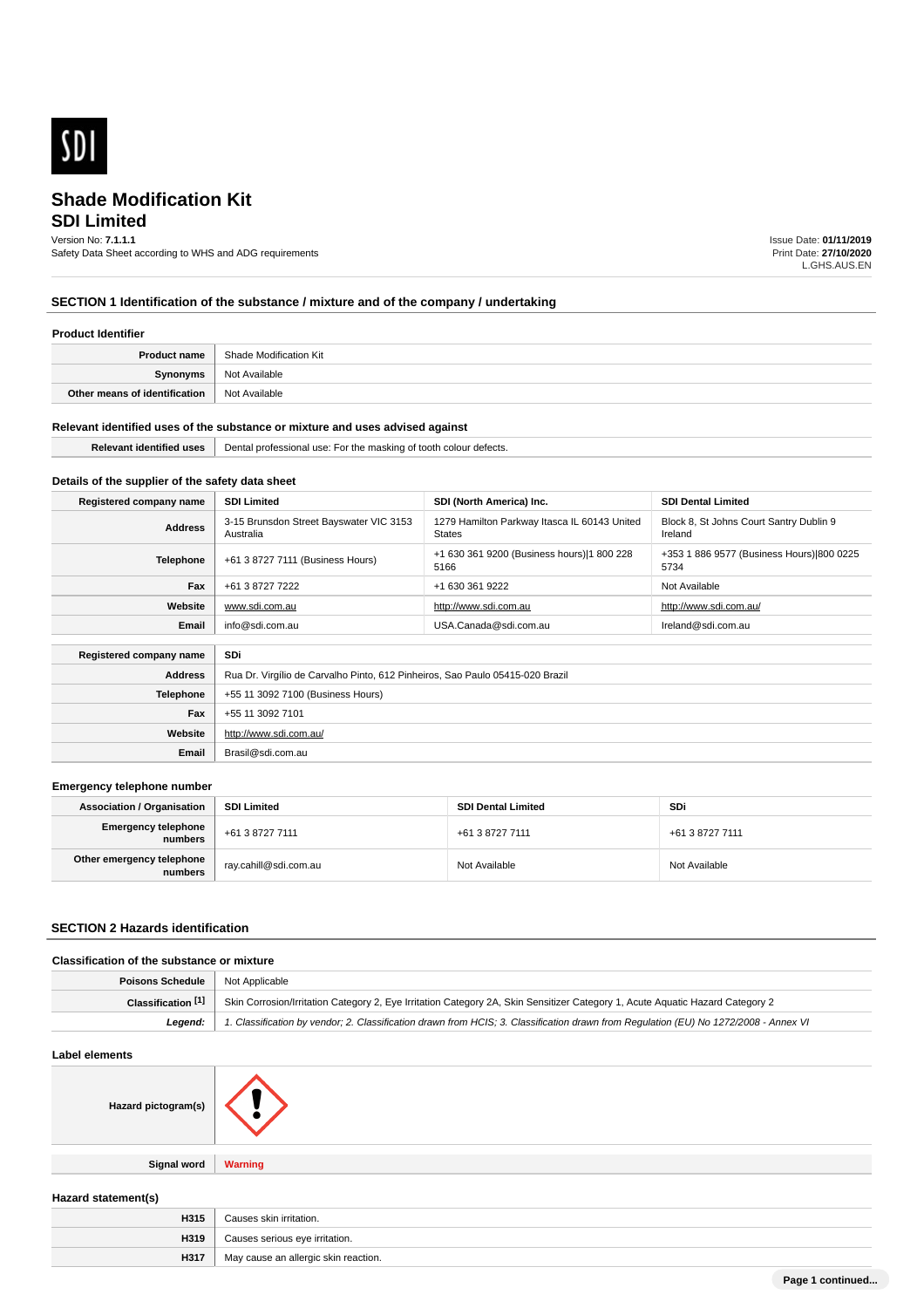# Shade Modification Kit

## SDI Limited

Version No: **7.1.1.1**
Safety Data Sheet according to WHS and ADG requirements

Issue Date: **01/11/2019**
Print Date: **27/10/2020**
L.GHS.AUS.EN

## SECTION 1 Identification of the substance / mixture and of the company / undertaking

### Product Identifier

| | |
|---|---|
| **Product name** | Shade Modification Kit |
| **Synonyms** | Not Available |
| **Other means of identification** | Not Available |

### Relevant identified uses of the substance or mixture and uses advised against

| | |
|---|---|
| **Relevant identified uses** | Dental professional use: For the masking of tooth colour defects. |

### Details of the supplier of the safety data sheet

| **Registered company name** | **SDI Limited** | **SDI (North America) Inc.** | **SDI Dental Limited** |
|---|---|---|---|
| **Address** | 3-15 Brunsdon Street Bayswater VIC 3153 Australia | 1279 Hamilton Parkway Itasca IL 60143 United States | Block 8, St Johns Court Santry Dublin 9 Ireland |
| **Telephone** | +61 3 8727 7111 (Business Hours) | +1 630 361 9200 (Business hours)\|1 800 228 5166 | +353 1 886 9577 (Business Hours)\|800 0225 5734 |
| **Fax** | +61 3 8727 7222 | +1 630 361 9222 | Not Available |
| **Website** | www.sdi.com.au | http://www.sdi.com.au | http://www.sdi.com.au/ |
| **Email** | info@sdi.com.au | USA.Canada@sdi.com.au | Ireland@sdi.com.au |

| **Registered company name** | **SDi** |
|---|---|
| **Address** | Rua Dr. Virgílio de Carvalho Pinto, 612 Pinheiros, Sao Paulo 05415-020 Brazil |
| **Telephone** | +55 11 3092 7100 (Business Hours) |
| **Fax** | +55 11 3092 7101 |
| **Website** | http://www.sdi.com.au/ |
| **Email** | Brasil@sdi.com.au |

### Emergency telephone number

| **Association / Organisation** | **SDI Limited** | **SDI Dental Limited** | **SDi** |
|---|---|---|---|
| **Emergency telephone numbers** | +61 3 8727 7111 | +61 3 8727 7111 | +61 3 8727 7111 |
| **Other emergency telephone numbers** | ray.cahill@sdi.com.au | Not Available | Not Available |

## SECTION 2 Hazards identification

### Classification of the substance or mixture

| | |
|---|---|
| **Poisons Schedule** | Not Applicable |
| **Classification [1]** | Skin Corrosion/Irritation Category 2, Eye Irritation Category 2A, Skin Sensitizer Category 1, Acute Aquatic Hazard Category 2 |
| ***Legend:*** | *1. Classification by vendor; 2. Classification drawn from HCIS; 3. Classification drawn from Regulation (EU) No 1272/2008 - Annex VI* |

### Label elements

| | |
|---|---|
| **Hazard pictogram(s)** | |
| **Signal word** | **Warning** |

### Hazard statement(s)

| | |
|---|---|
| **H315** | Causes skin irritation. |
| **H319** | Causes serious eye irritation. |
| **H317** | May cause an allergic skin reaction. |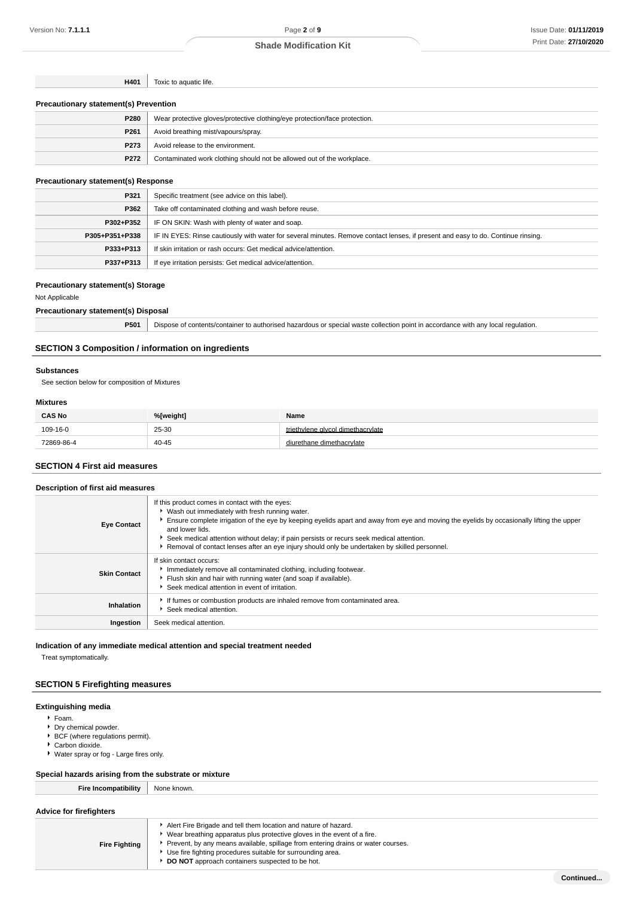| | |
|---|---|
| **H401** | Toxic to aquatic life. |

### Precautionary statement(s) Prevention

| | |
|---|---|
| **P280** | Wear protective gloves/protective clothing/eye protection/face protection. |
| **P261** | Avoid breathing mist/vapours/spray. |
| **P273** | Avoid release to the environment. |
| **P272** | Contaminated work clothing should not be allowed out of the workplace. |

### Precautionary statement(s) Response

| | |
|---|---|
| **P321** | Specific treatment (see advice on this label). |
| **P362** | Take off contaminated clothing and wash before reuse. |
| **P302+P352** | IF ON SKIN: Wash with plenty of water and soap. |
| **P305+P351+P338** | IF IN EYES: Rinse cautiously with water for several minutes. Remove contact lenses, if present and easy to do. Continue rinsing. |
| **P333+P313** | If skin irritation or rash occurs: Get medical advice/attention. |
| **P337+P313** | If eye irritation persists: Get medical advice/attention. |

### Precautionary statement(s) Storage

Not Applicable

### Precautionary statement(s) Disposal

| | |
|---|---|
| **P501** | Dispose of contents/container to authorised hazardous or special waste collection point in accordance with any local regulation. |

## SECTION 3 Composition / information on ingredients

### Substances

See section below for composition of Mixtures

### Mixtures

| CAS No | %[weight] | Name |
|---|---|---|
| 109-16-0 | 25-30 | triethylene glycol dimethacrylate |
| 72869-86-4 | 40-45 | diurethane dimethacrylate |

## SECTION 4 First aid measures

### Description of first aid measures

| | |
|---|---|
| **Eye Contact** | If this product comes in contact with the eyes:<br>▸ Wash out immediately with fresh running water.<br>▸ Ensure complete irrigation of the eye by keeping eyelids apart and away from eye and moving the eyelids by occasionally lifting the upper and lower lids.<br>▸ Seek medical attention without delay; if pain persists or recurs seek medical attention.<br>▸ Removal of contact lenses after an eye injury should only be undertaken by skilled personnel. |
| **Skin Contact** | If skin contact occurs:<br>▸ Immediately remove all contaminated clothing, including footwear.<br>▸ Flush skin and hair with running water (and soap if available).<br>▸ Seek medical attention in event of irritation. |
| **Inhalation** | ▸ If fumes or combustion products are inhaled remove from contaminated area.<br>▸ Seek medical attention. |
| **Ingestion** | Seek medical attention. |

### Indication of any immediate medical attention and special treatment needed

Treat symptomatically.

## SECTION 5 Firefighting measures

### Extinguishing media

- Foam.
- Dry chemical powder.
- BCF (where regulations permit).
- Carbon dioxide.
- Water spray or fog - Large fires only.

### Special hazards arising from the substrate or mixture

| | |
|---|---|
| **Fire Incompatibility** | None known. |

### Advice for firefighters

| | |
|---|---|
| **Fire Fighting** | ▸ Alert Fire Brigade and tell them location and nature of hazard.<br>▸ Wear breathing apparatus plus protective gloves in the event of a fire.<br>▸ Prevent, by any means available, spillage from entering drains or water courses.<br>▸ Use fire fighting procedures suitable for surrounding area.<br>▸ **DO NOT** approach containers suspected to be hot. |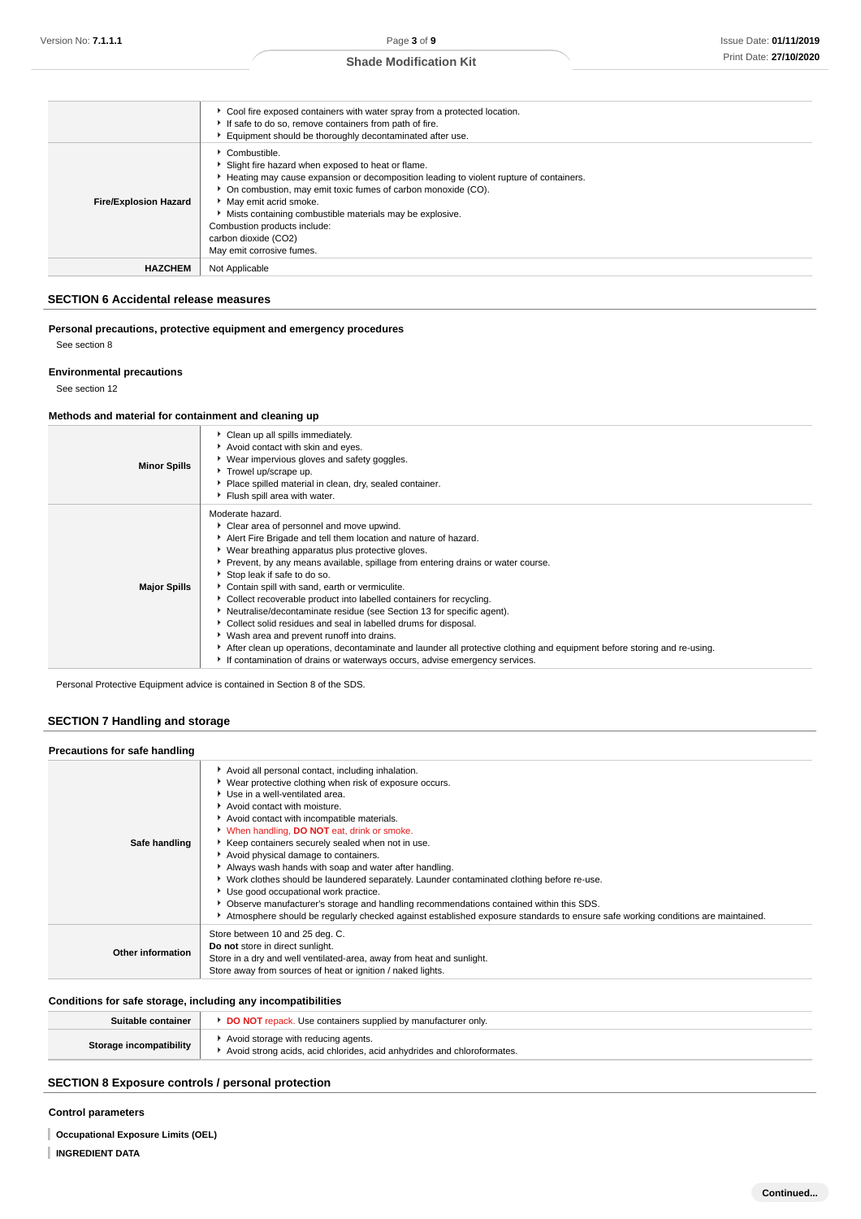| | |
|---|---|
| | - Cool fire exposed containers with water spray from a protected location.<br>- If safe to do so, remove containers from path of fire.<br>- Equipment should be thoroughly decontaminated after use. |
| **Fire/Explosion Hazard** | - Combustible.<br>- Slight fire hazard when exposed to heat or flame.<br>- Heating may cause expansion or decomposition leading to violent rupture of containers.<br>- On combustion, may emit toxic fumes of carbon monoxide (CO).<br>- May emit acrid smoke.<br>- Mists containing combustible materials may be explosive.<br>Combustion products include:<br>carbon dioxide ($CO_2$)<br>May emit corrosive fumes. |
| **HAZCHEM** | Not Applicable |

## SECTION 6 Accidental release measures

### Personal precautions, protective equipment and emergency procedures

See section 8

### Environmental precautions

See section 12

### Methods and material for containment and cleaning up

| | |
|---|---|
| **Minor Spills** | - Clean up all spills immediately.<br>- Avoid contact with skin and eyes.<br>- Wear impervious gloves and safety goggles.<br>- Trowel up/scrape up.<br>- Place spilled material in clean, dry, sealed container.<br>- Flush spill area with water. |
| **Major Spills** | Moderate hazard.<br>- Clear area of personnel and move upwind.<br>- Alert Fire Brigade and tell them location and nature of hazard.<br>- Wear breathing apparatus plus protective gloves.<br>- Prevent, by any means available, spillage from entering drains or water course.<br>- Stop leak if safe to do so.<br>- Contain spill with sand, earth or vermiculite.<br>- Collect recoverable product into labelled containers for recycling.<br>- Neutralise/decontaminate residue (see Section 13 for specific agent).<br>- Collect solid residues and seal in labelled drums for disposal.<br>- Wash area and prevent runoff into drains.<br>- After clean up operations, decontaminate and launder all protective clothing and equipment before storing and re-using.<br>- If contamination of drains or waterways occurs, advise emergency services. |

Personal Protective Equipment advice is contained in Section 8 of the SDS.

## SECTION 7 Handling and storage

### Precautions for safe handling

| | |
|---|---|
| **Safe handling** | - Avoid all personal contact, including inhalation.<br>- Wear protective clothing when risk of exposure occurs.<br>- Use in a well-ventilated area.<br>- Avoid contact with moisture.<br>- Avoid contact with incompatible materials.<br>- When handling, **DO NOT** eat, drink or smoke.<br>- Keep containers securely sealed when not in use.<br>- Avoid physical damage to containers.<br>- Always wash hands with soap and water after handling.<br>- Work clothes should be laundered separately. Launder contaminated clothing before re-use.<br>- Use good occupational work practice.<br>- Observe manufacturer's storage and handling recommendations contained within this SDS.<br>- Atmosphere should be regularly checked against established exposure standards to ensure safe working conditions are maintained. |
| **Other information** | Store between 10 and 25 deg. C.<br>**Do not** store in direct sunlight.<br>Store in a dry and well ventilated-area, away from heat and sunlight.<br>Store away from sources of heat or ignition / naked lights. |

### Conditions for safe storage, including any incompatibilities

| | |
|---|---|
| **Suitable container** | - **DO NOT** repack. Use containers supplied by manufacturer only. |
| **Storage incompatibility** | - Avoid storage with reducing agents.<br>- Avoid strong acids, acid chlorides, acid anhydrides and chloroformates. |

## SECTION 8 Exposure controls / personal protection

### Control parameters

**Occupational Exposure Limits (OEL)**

**INGREDIENT DATA**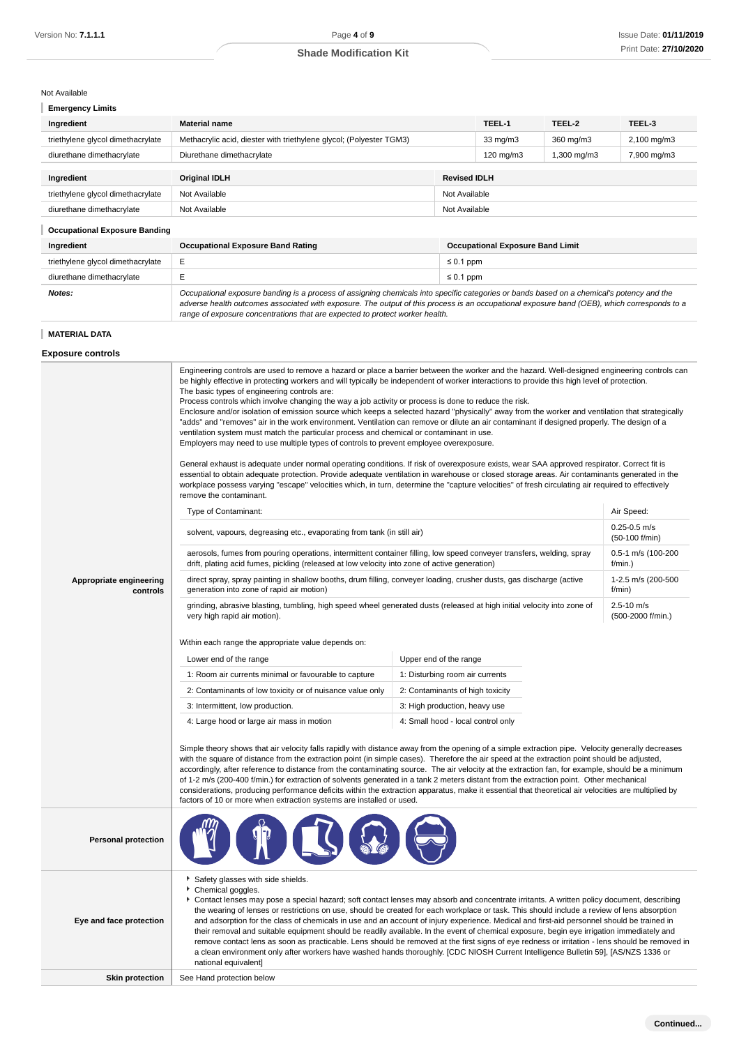Not Available

### Emergency Limits

| Ingredient | Material name | TEEL-1 | TEEL-2 | TEEL-3 |
|---|---|---|---|---|
| triethylene glycol dimethacrylate | Methacrylic acid, diester with triethylene glycol; (Polyester TGM3) | 33 mg/m3 | 360 mg/m3 | 2,100 mg/m3 |
| diurethane dimethacrylate | Diurethane dimethacrylate | 120 mg/m3 | 1,300 mg/m3 | 7,900 mg/m3 |

| Ingredient | Original IDLH | Revised IDLH |
|---|---|---|
| triethylene glycol dimethacrylate | Not Available | Not Available |
| diurethane dimethacrylate | Not Available | Not Available |

### Occupational Exposure Banding

| Ingredient | Occupational Exposure Band Rating | Occupational Exposure Band Limit |
|---|---|---|
| triethylene glycol dimethacrylate | E | ≤ 0.1 ppm |
| diurethane dimethacrylate | E | ≤ 0.1 ppm |
| ***Notes:*** | *Occupational exposure banding is a process of assigning chemicals into specific categories or bands based on a chemical's potency and the adverse health outcomes associated with exposure. The output of this process is an occupational exposure band (OEB), which corresponds to a range of exposure concentrations that are expected to protect worker health.* | |

### MATERIAL DATA

## Exposure controls

**Appropriate engineering controls**

Engineering controls are used to remove a hazard or place a barrier between the worker and the hazard. Well-designed engineering controls can be highly effective in protecting workers and will typically be independent of worker interactions to provide this high level of protection.
The basic types of engineering controls are:
Process controls which involve changing the way a job activity or process is done to reduce the risk.
Enclosure and/or isolation of emission source which keeps a selected hazard "physically" away from the worker and ventilation that strategically "adds" and "removes" air in the work environment. Ventilation can remove or dilute an air contaminant if designed properly. The design of a ventilation system must match the particular process and chemical or contaminant in use.
Employers may need to use multiple types of controls to prevent employee overexposure.

General exhaust is adequate under normal operating conditions. If risk of overexposure exists, wear SAA approved respirator. Correct fit is essential to obtain adequate protection. Provide adequate ventilation in warehouse or closed storage areas. Air contaminants generated in the workplace possess varying "escape" velocities which, in turn, determine the "capture velocities" of fresh circulating air required to effectively remove the contaminant.

| Type of Contaminant: | Air Speed: |
|---|---|
| solvent, vapours, degreasing etc., evaporating from tank (in still air) | 0.25-0.5 m/s (50-100 f/min) |
| aerosols, fumes from pouring operations, intermittent container filling, low speed conveyer transfers, welding, spray drift, plating acid fumes, pickling (released at low velocity into zone of active generation) | 0.5-1 m/s (100-200 f/min.) |
| direct spray, spray painting in shallow booths, drum filling, conveyer loading, crusher dusts, gas discharge (active generation into zone of rapid air motion) | 1-2.5 m/s (200-500 f/min) |
| grinding, abrasive blasting, tumbling, high speed wheel generated dusts (released at high initial velocity into zone of very high rapid air motion). | 2.5-10 m/s (500-2000 f/min.) |

Within each range the appropriate value depends on:

| Lower end of the range | Upper end of the range |
|---|---|
| 1: Room air currents minimal or favourable to capture | 1: Disturbing room air currents |
| 2: Contaminants of low toxicity or of nuisance value only | 2: Contaminants of high toxicity |
| 3: Intermittent, low production. | 3: High production, heavy use |
| 4: Large hood or large air mass in motion | 4: Small hood - local control only |

Simple theory shows that air velocity falls rapidly with distance away from the opening of a simple extraction pipe. Velocity generally decreases with the square of distance from the extraction point (in simple cases). Therefore the air speed at the extraction point should be adjusted, accordingly, after reference to distance from the contaminating source. The air velocity at the extraction fan, for example, should be a minimum of 1-2 m/s (200-400 f/min.) for extraction of solvents generated in a tank 2 meters distant from the extraction point. Other mechanical considerations, producing performance deficits within the extraction apparatus, make it essential that theoretical air velocities are multiplied by factors of 10 or more when extraction systems are installed or used.

**Personal protection**

**Eye and face protection**

- Safety glasses with side shields.
- Chemical goggles.
- Contact lenses may pose a special hazard; soft contact lenses may absorb and concentrate irritants. A written policy document, describing the wearing of lenses or restrictions on use, should be created for each workplace or task. This should include a review of lens absorption and adsorption for the class of chemicals in use and an account of injury experience. Medical and first-aid personnel should be trained in their removal and suitable equipment should be readily available. In the event of chemical exposure, begin eye irrigation immediately and remove contact lens as soon as practicable. Lens should be removed at the first signs of eye redness or irritation - lens should be removed in a clean environment only after workers have washed hands thoroughly. [CDC NIOSH Current Intelligence Bulletin 59], [AS/NZS 1336 or national equivalent]

**Skin protection**

See Hand protection below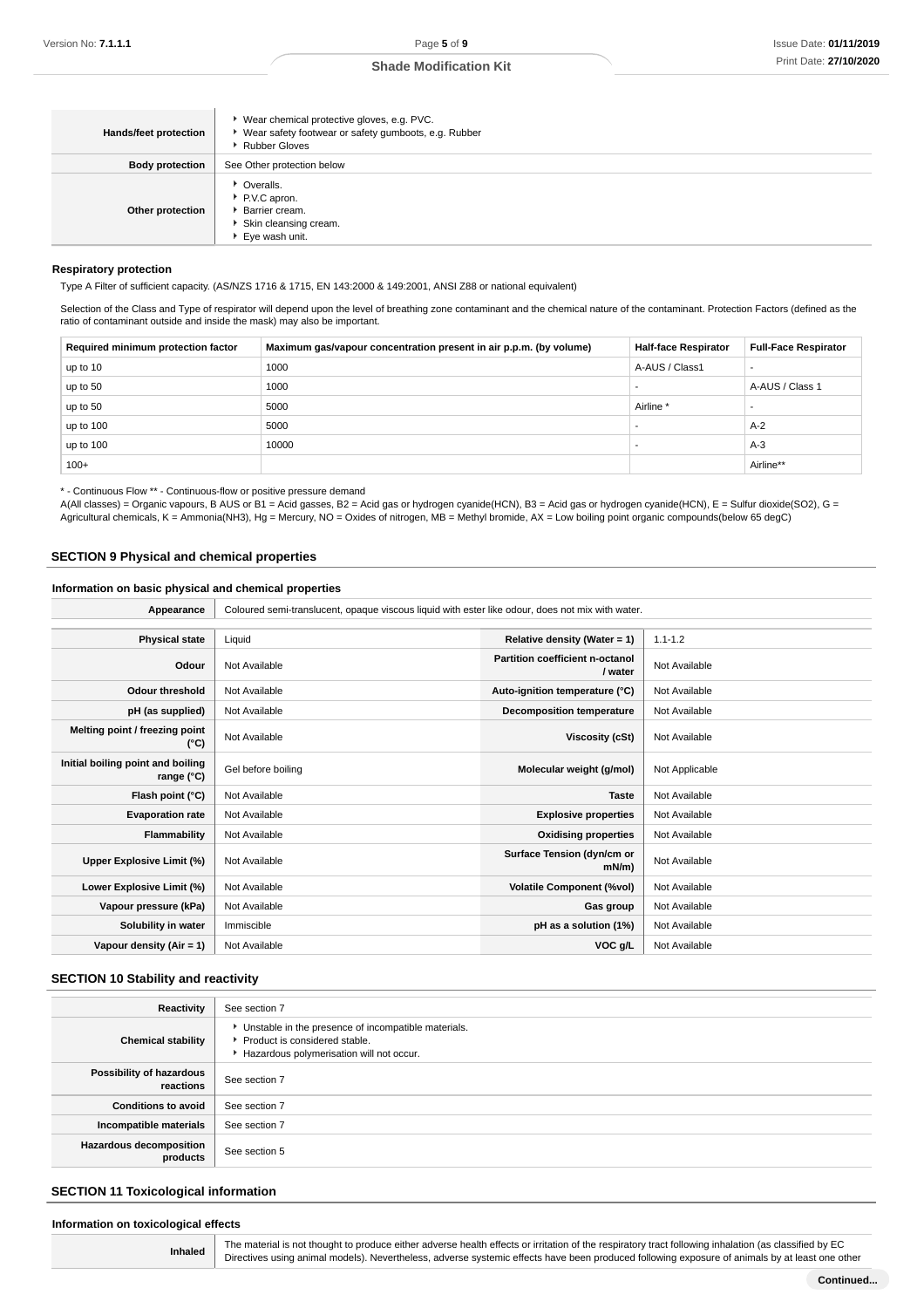| | |
|---|---|
| **Hands/feet protection** | ▸ Wear chemical protective gloves, e.g. PVC.<br>▸ Wear safety footwear or safety gumboots, e.g. Rubber<br>▸ Rubber Gloves |
| **Body protection** | See Other protection below |
| **Other protection** | ▸ Overalls.<br>▸ P.V.C apron.<br>▸ Barrier cream.<br>▸ Skin cleansing cream.<br>▸ Eye wash unit. |

### Respiratory protection

Type A Filter of sufficient capacity. (AS/NZS 1716 & 1715, EN 143:2000 & 149:2001, ANSI Z88 or national equivalent)

Selection of the Class and Type of respirator will depend upon the level of breathing zone contaminant and the chemical nature of the contaminant. Protection Factors (defined as the ratio of contaminant outside and inside the mask) may also be important.

| Required minimum protection factor | Maximum gas/vapour concentration present in air p.p.m. (by volume) | Half-face Respirator | Full-Face Respirator |
|---|---|---|---|
| up to 10 | 1000 | A-AUS / Class1 | - |
| up to 50 | 1000 | - | A-AUS / Class 1 |
| up to 50 | 5000 | Airline * | - |
| up to 100 | 5000 | - | A-2 |
| up to 100 | 10000 | - | A-3 |
| 100+ | | | Airline** |

* - Continuous Flow ** - Continuous-flow or positive pressure demand
A(All classes) = Organic vapours, B AUS or B1 = Acid gasses, B2 = Acid gas or hydrogen cyanide(HCN), B3 = Acid gas or hydrogen cyanide(HCN), E = Sulfur dioxide(SO2), G = Agricultural chemicals, K = Ammonia(NH3), Hg = Mercury, NO = Oxides of nitrogen, MB = Methyl bromide, AX = Low boiling point organic compounds(below 65 degC)

## SECTION 9 Physical and chemical properties

### Information on basic physical and chemical properties

| | | | |
|---|---|---|---|
| **Appearance** | Coloured semi-translucent, opaque viscous liquid with ester like odour, does not mix with water. | | |
| **Physical state** | Liquid | **Relative density (Water = 1)** | 1.1-1.2 |
| **Odour** | Not Available | **Partition coefficient n-octanol / water** | Not Available |
| **Odour threshold** | Not Available | **Auto-ignition temperature (°C)** | Not Available |
| **pH (as supplied)** | Not Available | **Decomposition temperature** | Not Available |
| **Melting point / freezing point (°C)** | Not Available | **Viscosity (cSt)** | Not Available |
| **Initial boiling point and boiling range (°C)** | Gel before boiling | **Molecular weight (g/mol)** | Not Applicable |
| **Flash point (°C)** | Not Available | **Taste** | Not Available |
| **Evaporation rate** | Not Available | **Explosive properties** | Not Available |
| **Flammability** | Not Available | **Oxidising properties** | Not Available |
| **Upper Explosive Limit (%)** | Not Available | **Surface Tension (dyn/cm or mN/m)** | Not Available |
| **Lower Explosive Limit (%)** | Not Available | **Volatile Component (%vol)** | Not Available |
| **Vapour pressure (kPa)** | Not Available | **Gas group** | Not Available |
| **Solubility in water** | Immiscible | **pH as a solution (1%)** | Not Available |
| **Vapour density (Air = 1)** | Not Available | **VOC g/L** | Not Available |

## SECTION 10 Stability and reactivity

| | |
|---|---|
| **Reactivity** | See section 7 |
| **Chemical stability** | ▸ Unstable in the presence of incompatible materials.<br>▸ Product is considered stable.<br>▸ Hazardous polymerisation will not occur. |
| **Possibility of hazardous reactions** | See section 7 |
| **Conditions to avoid** | See section 7 |
| **Incompatible materials** | See section 7 |
| **Hazardous decomposition products** | See section 5 |

## SECTION 11 Toxicological information

### Information on toxicological effects

| | |
|---|---|
| **Inhaled** | The material is not thought to produce either adverse health effects or irritation of the respiratory tract following inhalation (as classified by EC Directives using animal models). Nevertheless, adverse systemic effects have been produced following exposure of animals by at least one other |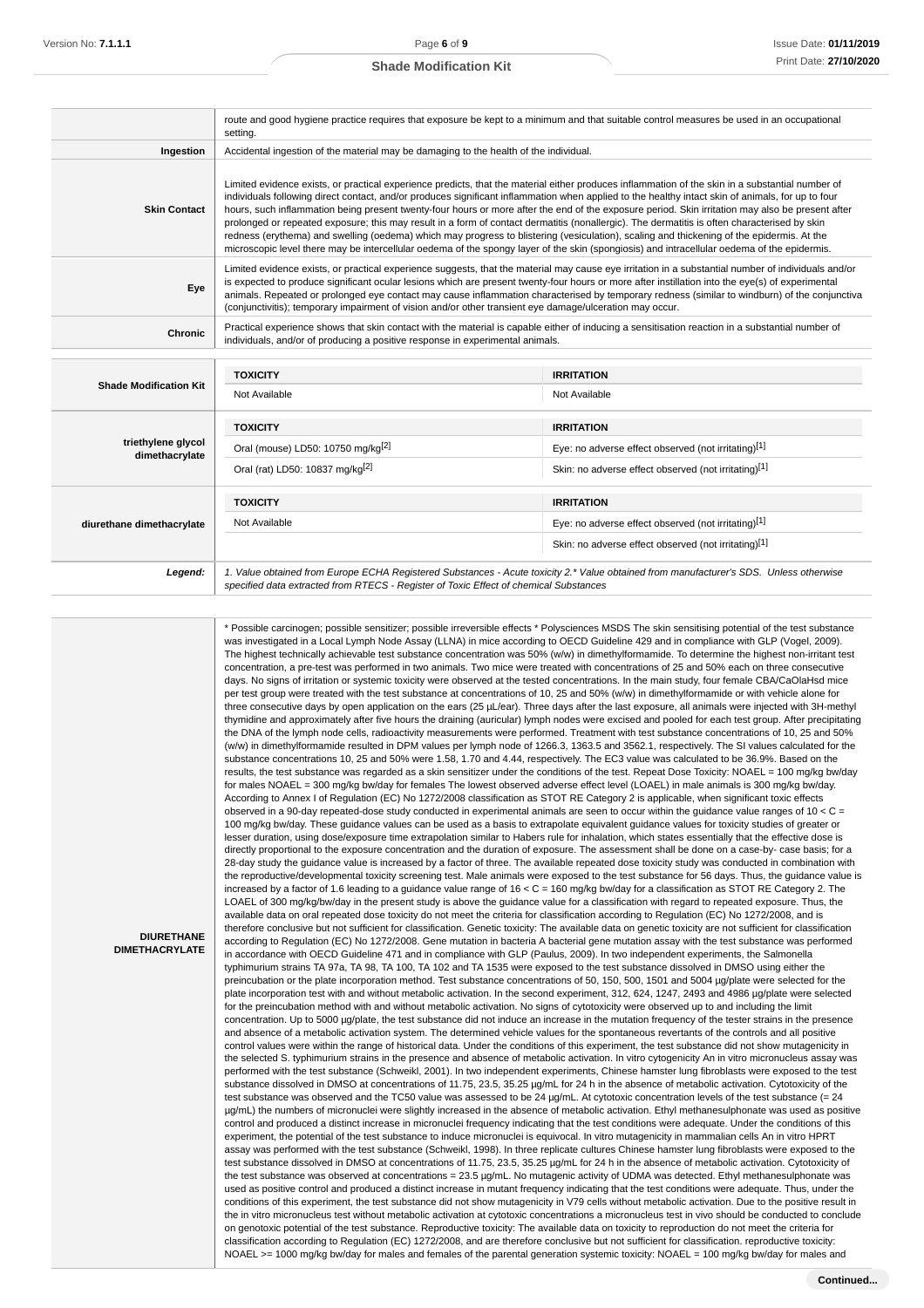| | |
|---|---|
| | route and good hygiene practice requires that exposure be kept to a minimum and that suitable control measures be used in an occupational setting. |
| **Ingestion** | Accidental ingestion of the material may be damaging to the health of the individual. |
| **Skin Contact** | Limited evidence exists, or practical experience predicts, that the material either produces inflammation of the skin in a substantial number of individuals following direct contact, and/or produces significant inflammation when applied to the healthy intact skin of animals, for up to four hours, such inflammation being present twenty-four hours or more after the end of the exposure period. Skin irritation may also be present after prolonged or repeated exposure; this may result in a form of contact dermatitis (nonallergic). The dermatitis is often characterised by skin redness (erythema) and swelling (oedema) which may progress to blistering (vesiculation), scaling and thickening of the epidermis. At the microscopic level there may be intercellular oedema of the spongy layer of the skin (spongiosis) and intracellular oedema of the epidermis. |
| **Eye** | Limited evidence exists, or practical experience suggests, that the material may cause eye irritation in a substantial number of individuals and/or is expected to produce significant ocular lesions which are present twenty-four hours or more after instillation into the eye(s) of experimental animals. Repeated or prolonged eye contact may cause inflammation characterised by temporary redness (similar to windburn) of the conjunctiva (conjunctivitis); temporary impairment of vision and/or other transient eye damage/ulceration may occur. |
| **Chronic** | Practical experience shows that skin contact with the material is capable either of inducing a sensitisation reaction in a substantial number of individuals, and/or of producing a positive response in experimental animals. |

| | TOXICITY | IRRITATION |
|---|---|---|
| **Shade Modification Kit** | Not Available | Not Available |
| **triethylene glycol dimethacrylate** | Oral (mouse) LD50: 10750 mg/kg[2] | Eye: no adverse effect observed (not irritating)[1] |
| | Oral (rat) LD50: 10837 mg/kg[2] | Skin: no adverse effect observed (not irritating)[1] |
| **diurethane dimethacrylate** | Not Available | Eye: no adverse effect observed (not irritating)[1] |
| | | Skin: no adverse effect observed (not irritating)[1] |
| ***Legend:*** | *1. Value obtained from Europe ECHA Registered Substances - Acute toxicity 2.\* Value obtained from manufacturer's SDS. Unless otherwise specified data extracted from RTECS - Register of Toxic Effect of chemical Substances* | |

| | |
|---|---|
| **DIURETHANE DIMETHACRYLATE** | * Possible carcinogen; possible sensitizer; possible irreversible effects * Polysciences MSDS The skin sensitising potential of the test substance was investigated in a Local Lymph Node Assay (LLNA) in mice according to OECD Guideline 429 and in compliance with GLP (Vogel, 2009). The highest technically achievable test substance concentration was 50% (w/w) in dimethylformamide. To determine the highest non-irritant test concentration, a pre-test was performed in two animals. Two mice were treated with concentrations of 25 and 50% each on three consecutive days. No signs of irritation or systemic toxicity were observed at the tested concentrations. In the main study, four female CBA/CaOlaHsd mice per test group were treated with the test substance at concentrations of 10, 25 and 50% (w/w) in dimethylformamide or with vehicle alone for three consecutive days by open application on the ears (25 µL/ear). Three days after the last exposure, all animals were injected with 3H-methyl thymidine and approximately after five hours the draining (auricular) lymph nodes were excised and pooled for each test group. After precipitating the DNA of the lymph node cells, radioactivity measurements were performed. Treatment with test substance concentrations of 10, 25 and 50% (w/w) in dimethylformamide resulted in DPM values per lymph node of 1266.3, 1363.5 and 3562.1, respectively. The SI values calculated for the substance concentrations 10, 25 and 50% were 1.58, 1.70 and 4.44, respectively. The EC3 value was calculated to be 36.9%. Based on the results, the test substance was regarded as a skin sensitizer under the conditions of the test. Repeat Dose Toxicity: NOAEL = 100 mg/kg bw/day for males NOAEL = 300 mg/kg bw/day for females The lowest observed adverse effect level (LOAEL) in male animals is 300 mg/kg bw/day. According to Annex I of Regulation (EC) No 1272/2008 classification as STOT RE Category 2 is applicable, when significant toxic effects observed in a 90-day repeated-dose study conducted in experimental animals are seen to occur within the guidance value ranges of 10 < C = 100 mg/kg bw/day. These guidance values can be used as a basis to extrapolate equivalent guidance values for toxicity studies of greater or lesser duration, using dose/exposure time extrapolation similar to Habers rule for inhalation, which states essentially that the effective dose is directly proportional to the exposure concentration and the duration of exposure. The assessment shall be done on a case-by- case basis; for a 28-day study the guidance value is increased by a factor of three. The available repeated dose toxicity study was conducted in combination with the reproductive/developmental toxicity screening test. Male animals were exposed to the test substance for 56 days. Thus, the guidance value is increased by a factor of 1.6 leading to a guidance value range of 16 < C = 160 mg/kg bw/day for a classification as STOT RE Category 2. The LOAEL of 300 mg/kg/bw/day in the present study is above the guidance value for a classification with regard to repeated exposure. Thus, the available data on oral repeated dose toxicity do not meet the criteria for classification according to Regulation (EC) No 1272/2008, and is therefore conclusive but not sufficient for classification. Genetic toxicity: The available data on genetic toxicity are not sufficient for classification according to Regulation (EC) No 1272/2008. Gene mutation in bacteria A bacterial gene mutation assay with the test substance was performed in accordance with OECD Guideline 471 and in compliance with GLP (Paulus, 2009). In two independent experiments, the Salmonella typhimurium strains TA 97a, TA 98, TA 100, TA 102 and TA 1535 were exposed to the test substance dissolved in DMSO using either the preincubation or the plate incorporation method. Test substance concentrations of 50, 150, 500, 1501 and 5004 µg/plate were selected for the plate incorporation test with and without metabolic activation. In the second experiment, 312, 624, 1247, 2493 and 4986 µg/plate were selected for the preincubation method with and without metabolic activation. No signs of cytotoxicity were observed up to and including the limit concentration. Up to 5000 µg/plate, the test substance did not induce an increase in the mutation frequency of the tester strains in the presence and absence of a metabolic activation system. The determined vehicle values for the spontaneous revertants of the controls and all positive control values were within the range of historical data. Under the conditions of this experiment, the test substance did not show mutagenicity in the selected S. typhimurium strains in the presence and absence of metabolic activation. In vitro cytogenicity An in vitro micronucleus assay was performed with the test substance (Schweikl, 2001). In two independent experiments, Chinese hamster lung fibroblasts were exposed to the test substance dissolved in DMSO at concentrations of 11.75, 23.5, 35.25 µg/mL for 24 h in the absence of metabolic activation. Cytotoxicity of the test substance was observed and the TC50 value was assessed to be 24 µg/mL. At cytotoxic concentration levels of the test substance (= 24 µg/mL) the numbers of micronuclei were slightly increased in the absence of metabolic activation. Ethyl methanesulphonate was used as positive control and produced a distinct increase in micronuclei frequency indicating that the test conditions were adequate. Under the conditions of this experiment, the potential of the test substance to induce micronuclei is equivocal. In vitro mutagenicity in mammalian cells An in vitro HPRT assay was performed with the test substance (Schweikl, 1998). In three replicate cultures Chinese hamster lung fibroblasts were exposed to the test substance dissolved in DMSO at concentrations of 11.75, 23.5, 35.25 µg/mL for 24 h in the absence of metabolic activation. Cytotoxicity of the test substance was observed at concentrations = 23.5 µg/mL. No mutagenic activity of UDMA was detected. Ethyl methanesulphonate was used as positive control and produced a distinct increase in mutant frequency indicating that the test conditions were adequate. Thus, under the conditions of this experiment, the test substance did not show mutagenicity in V79 cells without metabolic activation. Due to the positive result in the in vitro micronucleus test without metabolic activation at cytotoxic concentrations a micronucleus test in vivo should be conducted to conclude on genotoxic potential of the test substance. Reproductive toxicity: The available data on toxicity to reproduction do not meet the criteria for classification according to Regulation (EC) 1272/2008, and are therefore conclusive but not sufficient for classification. reproductive toxicity: NOAEL >= 1000 mg/kg bw/day for males and females of the parental generation systemic toxicity: NOAEL = 100 mg/kg bw/day for males and |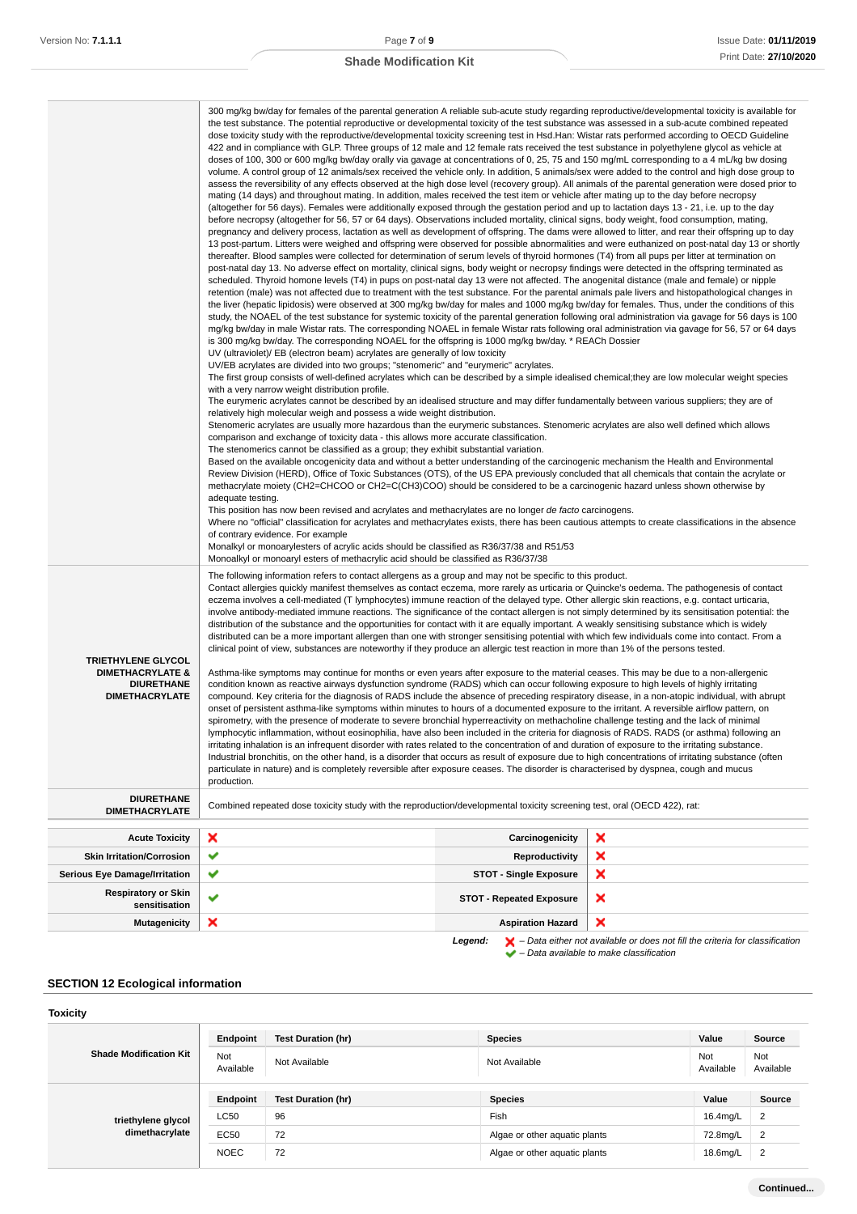| | |
|---|---|
| | 300 mg/kg bw/day for females of the parental generation A reliable sub-acute study regarding reproductive/developmental toxicity is available for the test substance. The potential reproductive or developmental toxicity of the test substance was assessed in a sub-acute combined repeated dose toxicity study with the reproductive/developmental toxicity screening test in Hsd.Han: Wistar rats performed according to OECD Guideline 422 and in compliance with GLP. Three groups of 12 male and 12 female rats received the test substance in polyethylene glycol as vehicle at doses of 100, 300 or 600 mg/kg bw/day orally via gavage at concentrations of 0, 25, 75 and 150 mg/mL corresponding to a 4 mL/kg bw dosing volume. A control group of 12 animals/sex received the vehicle only. In addition, 5 animals/sex were added to the control and high dose group to assess the reversibility of any effects observed at the high dose level (recovery group). All animals of the parental generation were dosed prior to mating (14 days) and throughout mating. In addition, males received the test item or vehicle after mating up to the day before necropsy (altogether for 56 days). Females were additionally exposed through the gestation period and up to lactation days 13 - 21, i.e. up to the day before necropsy (altogether for 56, 57 or 64 days). Observations included mortality, clinical signs, body weight, food consumption, mating, pregnancy and delivery process, lactation as well as development of offspring. The dams were allowed to litter, and rear their offspring up to day 13 post-partum. Litters were weighed and offspring were observed for possible abnormalities and were euthanized on post-natal day 13 or shortly thereafter. Blood samples were collected for determination of serum levels of thyroid hormones (T4) from all pups per litter at termination on post-natal day 13. No adverse effect on mortality, clinical signs, body weight or necropsy findings were detected in the offspring terminated as scheduled. Thyroid homone levels (T4) in pups on post-natal day 13 were not affected. The anogenital distance (male and female) or nipple retention (male) was not affected due to treatment with the test substance. For the parental animals pale livers and histopathological changes in the liver (hepatic lipidosis) were observed at 300 mg/kg bw/day for males and 1000 mg/kg bw/day for females. Thus, under the conditions of this study, the NOAEL of the test substance for systemic toxicity of the parental generation following oral administration via gavage for 56 days is 100 mg/kg bw/day in male Wistar rats. The corresponding NOAEL in female Wistar rats following oral administration via gavage for 56, 57 or 64 days is 300 mg/kg bw/day. The corresponding NOAEL for the offspring is 1000 mg/kg bw/day. * REACh Dossier<br>UV (ultraviolet)/ EB (electron beam) acrylates are generally of low toxicity<br>UV/EB acrylates are divided into two groups; "stenomeric" and "eurymeric" acrylates.<br>The first group consists of well-defined acrylates which can be described by a simple idealised chemical;they are low molecular weight species with a very narrow weight distribution profile.<br>The eurymeric acrylates cannot be described by an idealised structure and may differ fundamentally between various suppliers; they are of relatively high molecular weigh and possess a wide weight distribution.<br>Stenomeric acrylates are usually more hazardous than the eurymeric substances. Stenomeric acrylates are also well defined which allows comparison and exchange of toxicity data - this allows more accurate classification.<br>The stenomerics cannot be classified as a group; they exhibit substantial variation.<br>Based on the available oncogenicity data and without a better understanding of the carcinogenic mechanism the Health and Environmental Review Division (HERD), Office of Toxic Substances (OTS), of the US EPA previously concluded that all chemicals that contain the acrylate or methacrylate moiety (CH2=CHCOO or CH2=C(CH3)COO) should be considered to be a carcinogenic hazard unless shown otherwise by adequate testing.<br>This position has now been revised and acrylates and methacrylates are no longer *de facto* carcinogens.<br>Where no "official" classification for acrylates and methacrylates exists, there has been cautious attempts to create classifications in the absence of contrary evidence. For example<br>Monalkyl or monoarylesters of acrylic acids should be classified as R36/37/38 and R51/53<br>Monoalkyl or monoaryl esters of methacrylic acid should be classified as R36/37/38 |
| **TRIETHYLENE GLYCOL DIMETHACRYLATE & DIURETHANE DIMETHACRYLATE** | The following information refers to contact allergens as a group and may not be specific to this product.<br>Contact allergies quickly manifest themselves as contact eczema, more rarely as urticaria or Quincke's oedema. The pathogenesis of contact eczema involves a cell-mediated (T lymphocytes) immune reaction of the delayed type. Other allergic skin reactions, e.g. contact urticaria, involve antibody-mediated immune reactions. The significance of the contact allergen is not simply determined by its sensitisation potential: the distribution of the substance and the opportunities for contact with it are equally important. A weakly sensitising substance which is widely distributed can be a more important allergen than one with stronger sensitising potential with which few individuals come into contact. From a clinical point of view, substances are noteworthy if they produce an allergic test reaction in more than 1% of the persons tested.<br><br>Asthma-like symptoms may continue for months or even years after exposure to the material ceases. This may be due to a non-allergenic condition known as reactive airways dysfunction syndrome (RADS) which can occur following exposure to high levels of highly irritating compound. Key criteria for the diagnosis of RADS include the absence of preceding respiratory disease, in a non-atopic individual, with abrupt onset of persistent asthma-like symptoms within minutes to hours of a documented exposure to the irritant. A reversible airflow pattern, on spirometry, with the presence of moderate to severe bronchial hyperreactivity on methacholine challenge testing and the lack of minimal lymphocytic inflammation, without eosinophilia, have also been included in the criteria for diagnosis of RADS. RADS (or asthma) following an irritating inhalation is an infrequent disorder with rates related to the concentration of and duration of exposure to the irritating substance. Industrial bronchitis, on the other hand, is a disorder that occurs as result of exposure due to high concentrations of irritating substance (often particulate in nature) and is completely reversible after exposure ceases. The disorder is characterised by dyspnea, cough and mucus production. |
| **DIURETHANE DIMETHACRYLATE** | Combined repeated dose toxicity study with the reproduction/developmental toxicity screening test, oral (OECD 422), rat: |

| | | | |
|---|---|---|---|
| **Acute Toxicity** | ✗ | **Carcinogenicity** | ✗ |
| **Skin Irritation/Corrosion** | ✔ | **Reproductivity** | ✗ |
| **Serious Eye Damage/Irritation** | ✔ | **STOT - Single Exposure** | ✗ |
| **Respiratory or Skin sensitisation** | ✔ | **STOT - Repeated Exposure** | ✗ |
| **Mutagenicity** | ✗ | **Aspiration Hazard** | ✗ |

***Legend:*** ✗ *– Data either not available or does not fill the criteria for classification*
✔ *– Data available to make classification*

## SECTION 12 Ecological information

### Toxicity

| | Endpoint | Test Duration (hr) | Species | Value | Source |
|---|---|---|---|---|---|
| **Shade Modification Kit** | Not Available | Not Available | Not Available | Not Available | Not Available |
| **triethylene glycol dimethacrylate** | **Endpoint** | **Test Duration (hr)** | **Species** | **Value** | **Source** |
| | LC50 | 96 | Fish | 16.4mg/L | 2 |
| | EC50 | 72 | Algae or other aquatic plants | 72.8mg/L | 2 |
| | NOEC | 72 | Algae or other aquatic plants | 18.6mg/L | 2 |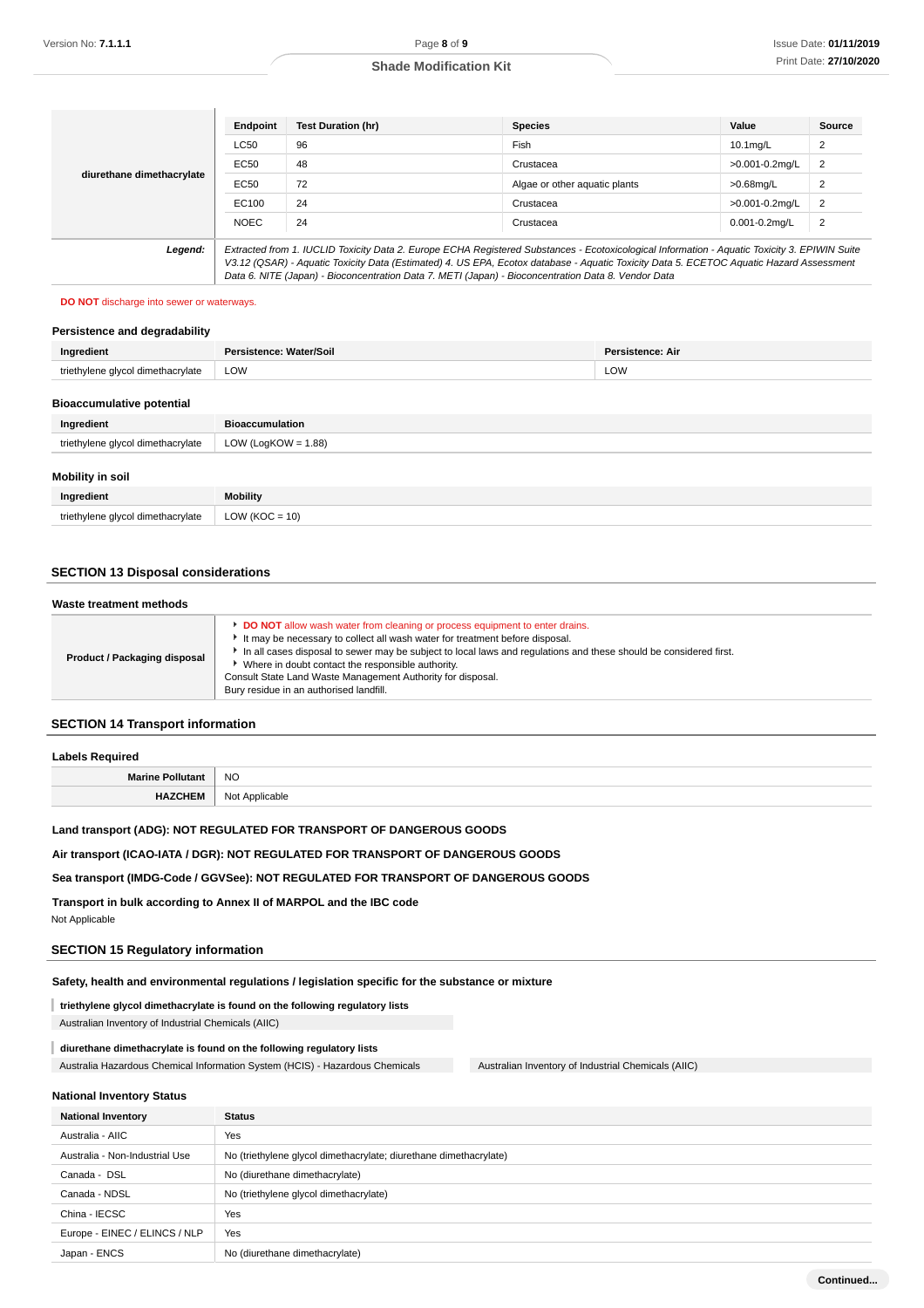| | Endpoint | Test Duration (hr) | Species | Value | Source |
|---|---|---|---|---|---|
| diurethane dimethacrylate | LC50 | 96 | Fish | 10.1mg/L | 2 |
| | EC50 | 48 | Crustacea | >0.001-0.2mg/L | 2 |
| | EC50 | 72 | Algae or other aquatic plants | >0.68mg/L | 2 |
| | EC100 | 24 | Crustacea | >0.001-0.2mg/L | 2 |
| | NOEC | 24 | Crustacea | 0.001-0.2mg/L | 2 |
| ***Legend:*** | *Extracted from 1. IUCLID Toxicity Data 2. Europe ECHA Registered Substances - Ecotoxicological Information - Aquatic Toxicity 3. EPIWIN Suite V3.12 (QSAR) - Aquatic Toxicity Data (Estimated) 4. US EPA, Ecotox database - Aquatic Toxicity Data 5. ECETOC Aquatic Hazard Assessment Data 6. NITE (Japan) - Bioconcentration Data 7. METI (Japan) - Bioconcentration Data 8. Vendor Data* | | | | |

**DO NOT** discharge into sewer or waterways.

### Persistence and degradability

| Ingredient | Persistence: Water/Soil | Persistence: Air |
|---|---|---|
| triethylene glycol dimethacrylate | LOW | LOW |

### Bioaccumulative potential

| Ingredient | Bioaccumulation |
|---|---|
| triethylene glycol dimethacrylate | LOW (LogKOW = 1.88) |

### Mobility in soil

| Ingredient | Mobility |
|---|---|
| triethylene glycol dimethacrylate | LOW (KOC = 10) |

## SECTION 13 Disposal considerations

### Waste treatment methods

| | |
|---|---|
| **Product / Packaging disposal** | ▸ **DO NOT** allow wash water from cleaning or process equipment to enter drains.<br>▸ It may be necessary to collect all wash water for treatment before disposal.<br>▸ In all cases disposal to sewer may be subject to local laws and regulations and these should be considered first.<br>▸ Where in doubt contact the responsible authority.<br>Consult State Land Waste Management Authority for disposal.<br>Bury residue in an authorised landfill. |

## SECTION 14 Transport information

### Labels Required

| | |
|---|---|
| **Marine Pollutant** | NO |
| **HAZCHEM** | Not Applicable |

**Land transport (ADG): NOT REGULATED FOR TRANSPORT OF DANGEROUS GOODS**

**Air transport (ICAO-IATA / DGR): NOT REGULATED FOR TRANSPORT OF DANGEROUS GOODS**

**Sea transport (IMDG-Code / GGVSee): NOT REGULATED FOR TRANSPORT OF DANGEROUS GOODS**

**Transport in bulk according to Annex II of MARPOL and the IBC code**

Not Applicable

## SECTION 15 Regulatory information

### Safety, health and environmental regulations / legislation specific for the substance or mixture

**triethylene glycol dimethacrylate is found on the following regulatory lists**

Australian Inventory of Industrial Chemicals (AIIC)

**diurethane dimethacrylate is found on the following regulatory lists**

Australia Hazardous Chemical Information System (HCIS) - Hazardous Chemicals

Australian Inventory of Industrial Chemicals (AIIC)

### National Inventory Status

| National Inventory | Status |
|---|---|
| Australia - AIIC | Yes |
| Australia - Non-Industrial Use | No (triethylene glycol dimethacrylate; diurethane dimethacrylate) |
| Canada - DSL | No (diurethane dimethacrylate) |
| Canada - NDSL | No (triethylene glycol dimethacrylate) |
| China - IECSC | Yes |
| Europe - EINEC / ELINCS / NLP | Yes |
| Japan - ENCS | No (diurethane dimethacrylate) |

Continued...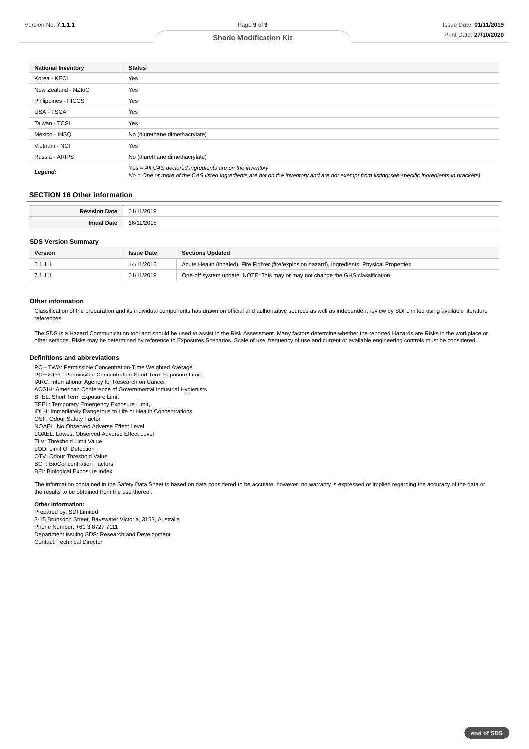| National Inventory | Status |
|---|---|
| Korea - KECI | Yes |
| New Zealand - NZIoC | Yes |
| Philippines - PICCS | Yes |
| USA - TSCA | Yes |
| Taiwan - TCSI | Yes |
| Mexico - INSQ | No (diurethane dimethacrylate) |
| Vietnam - NCI | Yes |
| Russia - ARIPS | No (diurethane dimethacrylate) |
| **Legend:** | *Yes = All CAS declared ingredients are on the inventory* *No = One or more of the CAS listed ingredients are not on the inventory and are not exempt from listing(see specific ingredients in brackets)* |

## SECTION 16 Other information

| | |
|---|---|
| **Revision Date** | 01/11/2019 |
| **Initial Date** | 16/11/2015 |

### SDS Version Summary

| Version | Issue Date | Sections Updated |
|---|---|---|
| 6.1.1.1 | 14/11/2016 | Acute Health (inhaled), Fire Fighter (fire/explosion hazard), Ingredients, Physical Properties |
| 7.1.1.1 | 01/11/2019 | One-off system update. NOTE: This may or may not change the GHS classification |

### Other information

Classification of the preparation and its individual components has drawn on official and authoritative sources as well as independent review by SDI Limited using available literature references.

The SDS is a Hazard Communication tool and should be used to assist in the Risk Assessment. Many factors determine whether the reported Hazards are Risks in the workplace or other settings. Risks may be determined by reference to Exposures Scenarios. Scale of use, frequency of use and current or available engineering controls must be considered.

### Definitions and abbreviations

PC－TWA: Permissible Concentration-Time Weighted Average
PC－STEL: Permissible Concentration-Short Term Exposure Limit
IARC: International Agency for Research on Cancer
ACGIH: American Conference of Governmental Industrial Hygienists
STEL: Short Term Exposure Limit
TEEL: Temporary Emergency Exposure Limit。
IDLH: Immediately Dangerous to Life or Health Concentrations
OSF: Odour Safety Factor
NOAEL :No Observed Adverse Effect Level
LOAEL: Lowest Observed Adverse Effect Level
TLV: Threshold Limit Value
LOD: Limit Of Detection
OTV: Odour Threshold Value
BCF: BioConcentration Factors
BEI: Biological Exposure Index

The information contained in the Safety Data Sheet is based on data considered to be accurate, however, no warranty is expressed or implied regarding the accuracy of the data or the results to be obtained from the use thereof.

**Other information:**
Prepared by: SDI Limited
3-15 Brunsdon Street, Bayswater Victoria, 3153, Australia
Phone Number: +61 3 8727 7111
Department issuing SDS: Research and Development
Contact: Technical Director

**end of SDS**